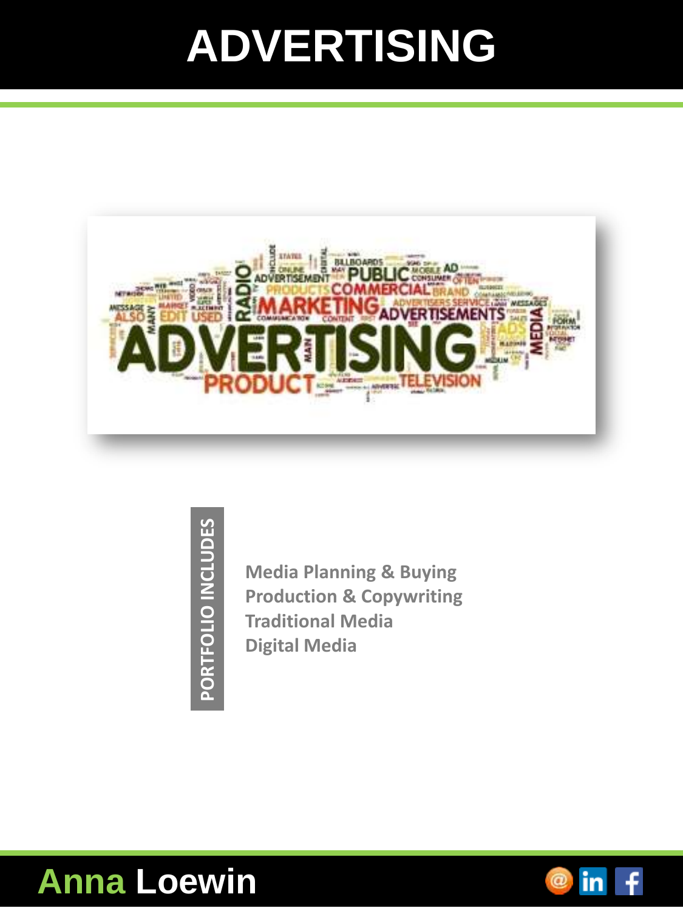# ADVERTISING

PORTFOLIO INCLUDES

- Media Planning & Buying
- Production & Copywriting
- Traditional Media
- Digital Media

**Anna Loewin**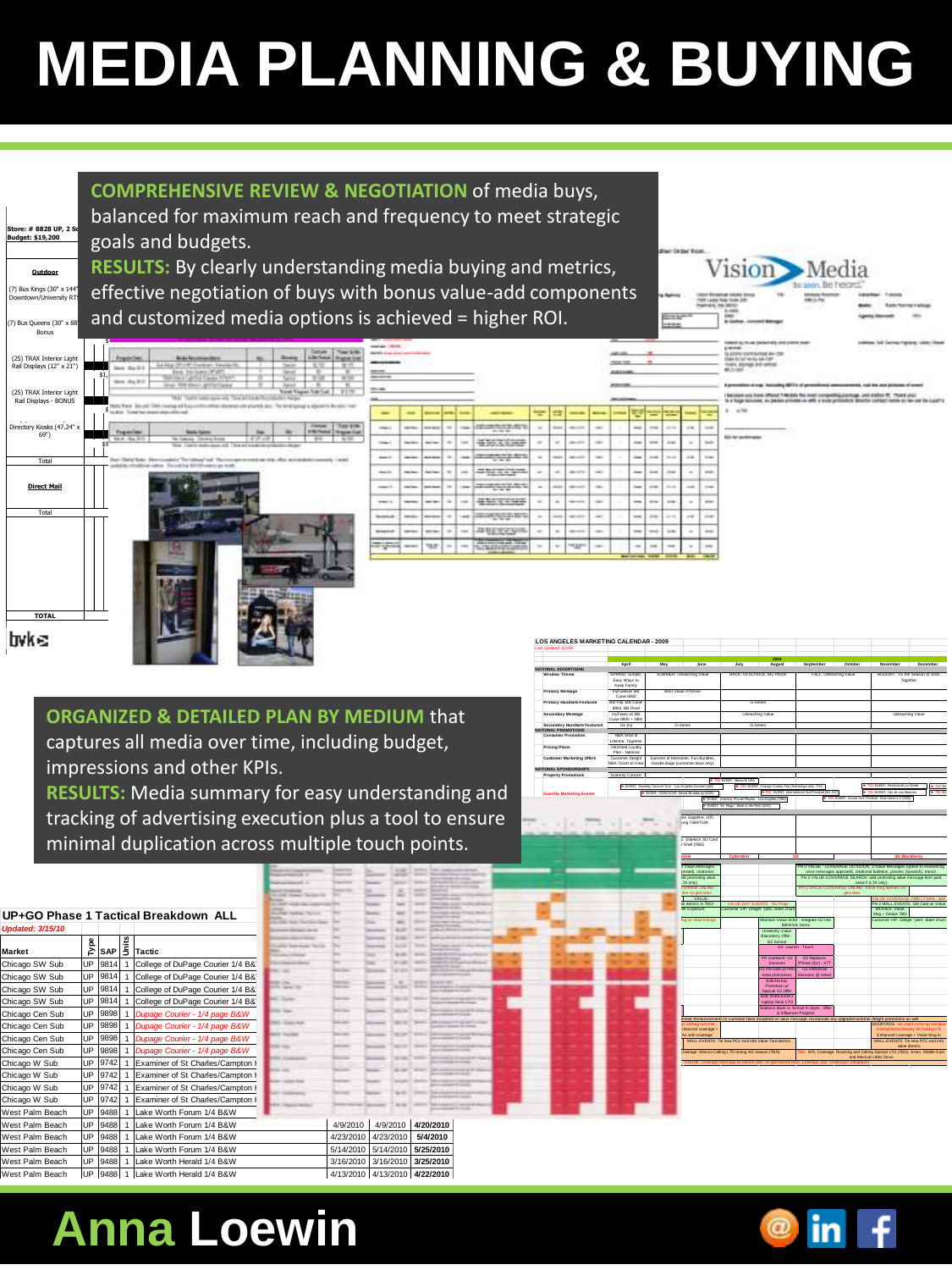# MEDIA PLANNING & BUYING

**COMPREHENSIVE REVIEW & NEGOTIATION** of media buys, balanced for maximum reach and frequency to meet strategic goals and budgets.

**RESULTS:** By clearly understanding media buying and metrics, effective negotiation of buys with bonus value-add components and customized media options is achieved = higher ROI.

**ORGANIZED & DETAILED PLAN BY MEDIUM** that captures all media over time, including budget, impressions and other KPIs.

**RESULTS:** Media summary for easy understanding and tracking of advertising execution plus a tool to ensure minimal duplication across multiple touch points.

UP+GO Phase 1 Tactical Breakdown ALL

*Updated: 3/15/10*

| Market | Type | SAP | Units | Tactic | | | |
|---|---|---|---|---|---|---|---|
| Chicago SW Sub | UP | 9814 | 1 | College of DuPage Courier 1/4 B&W | | | |
| Chicago SW Sub | UP | 9814 | 1 | College of DuPage Courier 1/4 B&W | | | |
| Chicago SW Sub | UP | 9814 | 1 | College of DuPage Courier 1/4 B&W | | | |
| Chicago SW Sub | UP | 9814 | 1 | College of DuPage Courier 1/4 B&W | | | |
| Chicago Cen Sub | UP | 9898 | 1 | *Dupage Courier - 1/4 page B&W* | | | |
| Chicago Cen Sub | UP | 9898 | 1 | *Dupage Courier - 1/4 page B&W* | | | |
| Chicago Cen Sub | UP | 9898 | 1 | *Dupage Courier - 1/4 page B&W* | | | |
| Chicago Cen Sub | UP | 9898 | 1 | *Dupage Courier - 1/4 page B&W* | | | |
| Chicago W Sub | UP | 9742 | 1 | Examiner of St Charles/Campton | | | |
| Chicago W Sub | UP | 9742 | 1 | Examiner of St Charles/Campton | | | |
| Chicago W Sub | UP | 9742 | 1 | Examiner of St Charles/Campton | | | |
| Chicago W Sub | UP | 9742 | 1 | Examiner of St Charles/Campton | | | |
| West Palm Beach | UP | 9488 | 1 | Lake Worth Forum 1/4 B&W | | | |
| West Palm Beach | UP | 9488 | 1 | Lake Worth Forum 1/4 B&W | 4/9/2010 | 4/9/2010 | **4/20/2010** |
| West Palm Beach | UP | 9488 | 1 | Lake Worth Forum 1/4 B&W | 4/23/2010 | 4/23/2010 | **5/4/2010** |
| West Palm Beach | UP | 9488 | 1 | Lake Worth Forum 1/4 B&W | 5/14/2010 | 5/14/2010 | **5/25/2010** |
| West Palm Beach | UP | 9488 | 1 | Lake Worth Herald 1/4 B&W | 3/16/2010 | 3/16/2010 | **3/25/2010** |
| West Palm Beach | UP | 9488 | 1 | Lake Worth Herald 1/4 B&W | 4/13/2010 | 4/13/2010 | **4/22/2010** |

# Anna Loewin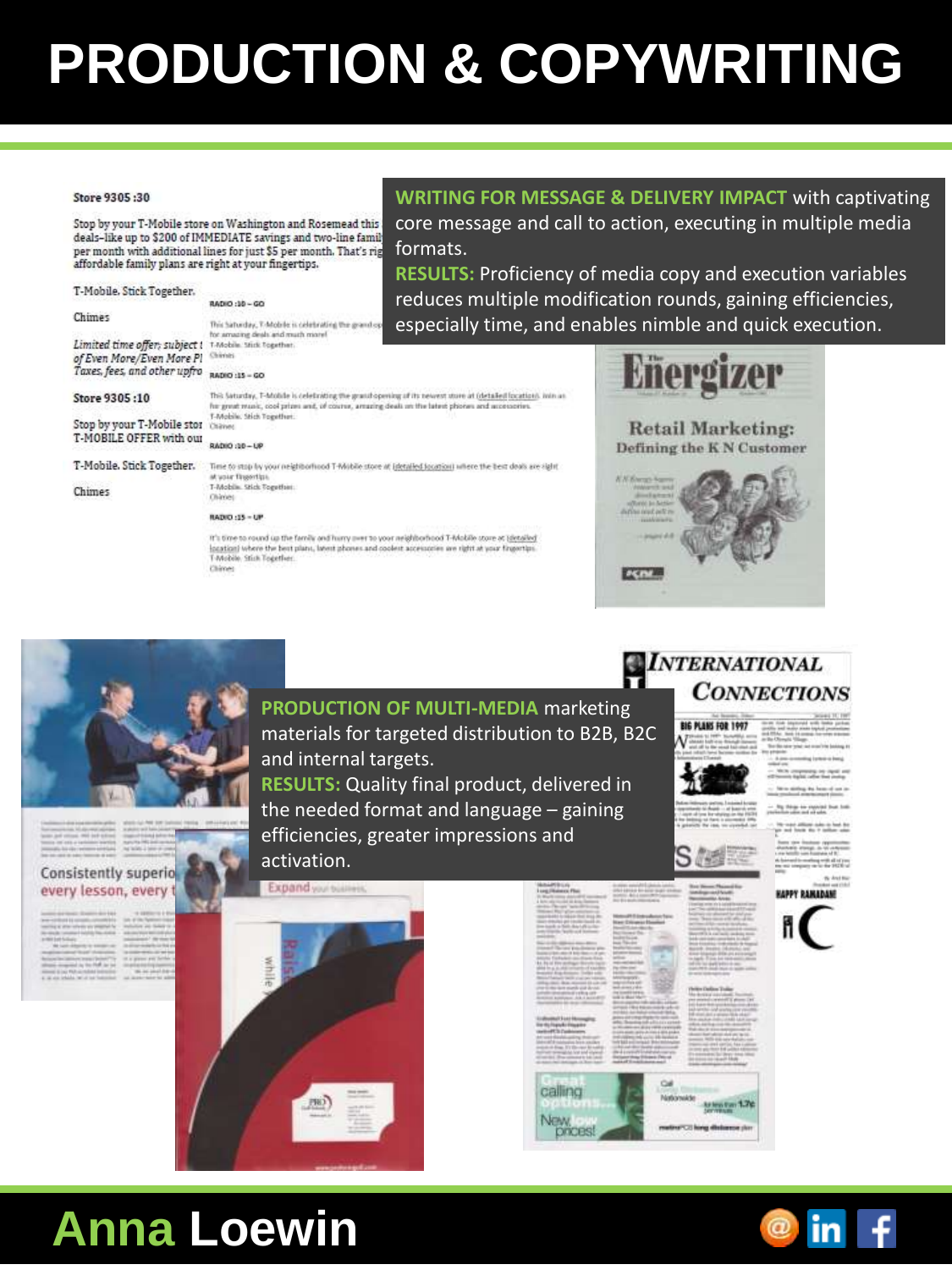# PRODUCTION & COPYWRITING

Store 9305 :30

Stop by your T-Mobile store on Washington and Rosemead this deals–like up to $200 of IMMEDIATE savings and two-line famil per month with additional lines for just $5 per month. That's rig affordable family plans are right at your fingertips.

T-Mobile. Stick Together.

Chimes

*Limited time offer; subject t of Even More/Even More Pl Taxes, fees, and other upfro*

Store 9305 :10

Stop by your T-Mobile stor T-MOBILE OFFER with our

T-Mobile. Stick Together.

Chimes

RADIO :10 – GO

This Saturday, T-Mobile is celebrating the grand op for amazing deals and much more!
T-Mobile. Stick Together.
Chimes

RADIO :15 – GO

This Saturday, T-Mobile is celebrating the grand opening of its newest store at [detailed location]. Join us for great music, cool prizes and, of course, amazing deals on the latest phones and accessories.
T-Mobile. Stick Together.
Chimes

RADIO :10 – UP

Time to stop by your neighborhood T-Mobile store at [detailed location] where the best deals are right at your fingertips.
T-Mobile. Stick Together.
Chimes

RADIO :15 – UP

It's time to round up the family and hurry over to your neighborhood T-Mobile store at [detailed location] where the best plans, latest phones and coolest accessories are right at your fingertips.
T-Mobile. Stick Together.
Chimes

**WRITING FOR MESSAGE & DELIVERY IMPACT** with captivating core message and call to action, executing in multiple media formats.
**RESULTS:** Proficiency of media copy and execution variables reduces multiple modification rounds, gaining efficiencies, especially time, and enables nimble and quick execution.

The Energizer

Retail Marketing: Defining the K N Customer

**PRODUCTION OF MULTI-MEDIA** marketing materials for targeted distribution to B2B, B2C and internal targets.
**RESULTS:** Quality final product, delivered in the needed format and language – gaining efficiencies, greater impressions and activation.

Consistently superio every lesson, every t

Expand your business

INTERNATIONAL CONNECTIONS

BIG PLANS FOR 1997

HAPPY RAMADAN!

Great calling options... New low prices!

# Anna Loewin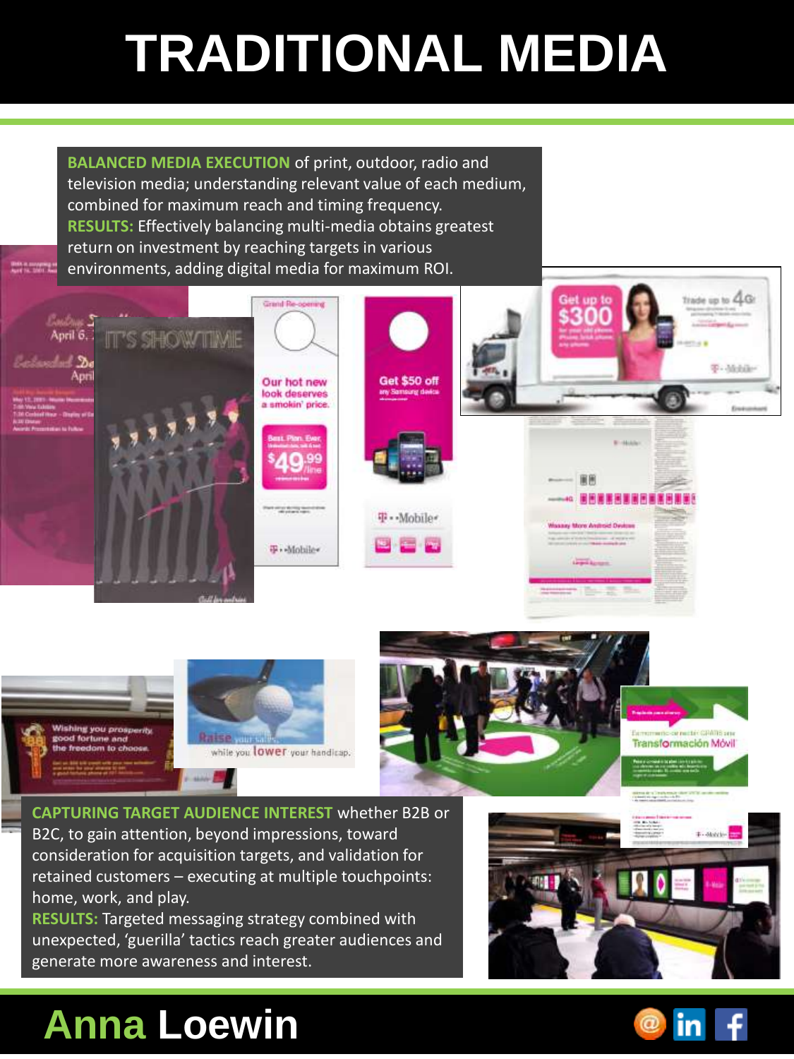# TRADITIONAL MEDIA

**BALANCED MEDIA EXECUTION** of print, outdoor, radio and television media; understanding relevant value of each medium, combined for maximum reach and timing frequency.
**RESULTS:** Effectively balancing multi-media obtains greatest return on investment by reaching targets in various environments, adding digital media for maximum ROI.

**CAPTURING TARGET AUDIENCE INTEREST** whether B2B or B2C, to gain attention, beyond impressions, toward consideration for acquisition targets, and validation for retained customers – executing at multiple touchpoints: home, work, and play.
**RESULTS:** Targeted messaging strategy combined with unexpected, 'guerilla' tactics reach greater audiences and generate more awareness and interest.

**Anna Loewin**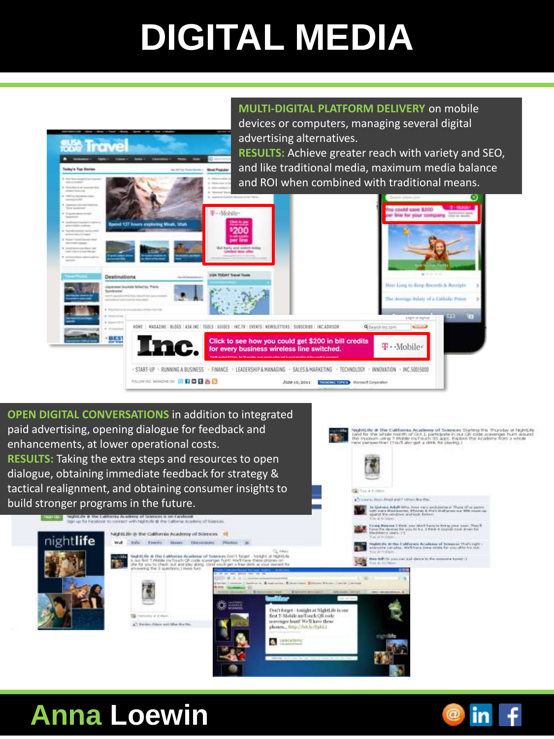# DIGITAL MEDIA

**MULTI-DIGITAL PLATFORM DELIVERY** on mobile devices or computers, managing several digital advertising alternatives.
**RESULTS:** Achieve greater reach with variety and SEO, and like traditional media, maximum media balance and ROI when combined with traditional means.

**OPEN DIGITAL CONVERSATIONS** in addition to integrated paid advertising, opening dialogue for feedback and enhancements, at lower operational costs.
**RESULTS:** Taking the extra steps and resources to open dialogue, obtaining immediate feedback for strategy & tactical realignment, and obtaining consumer insights to build stronger programs in the future.

## Anna Loewin